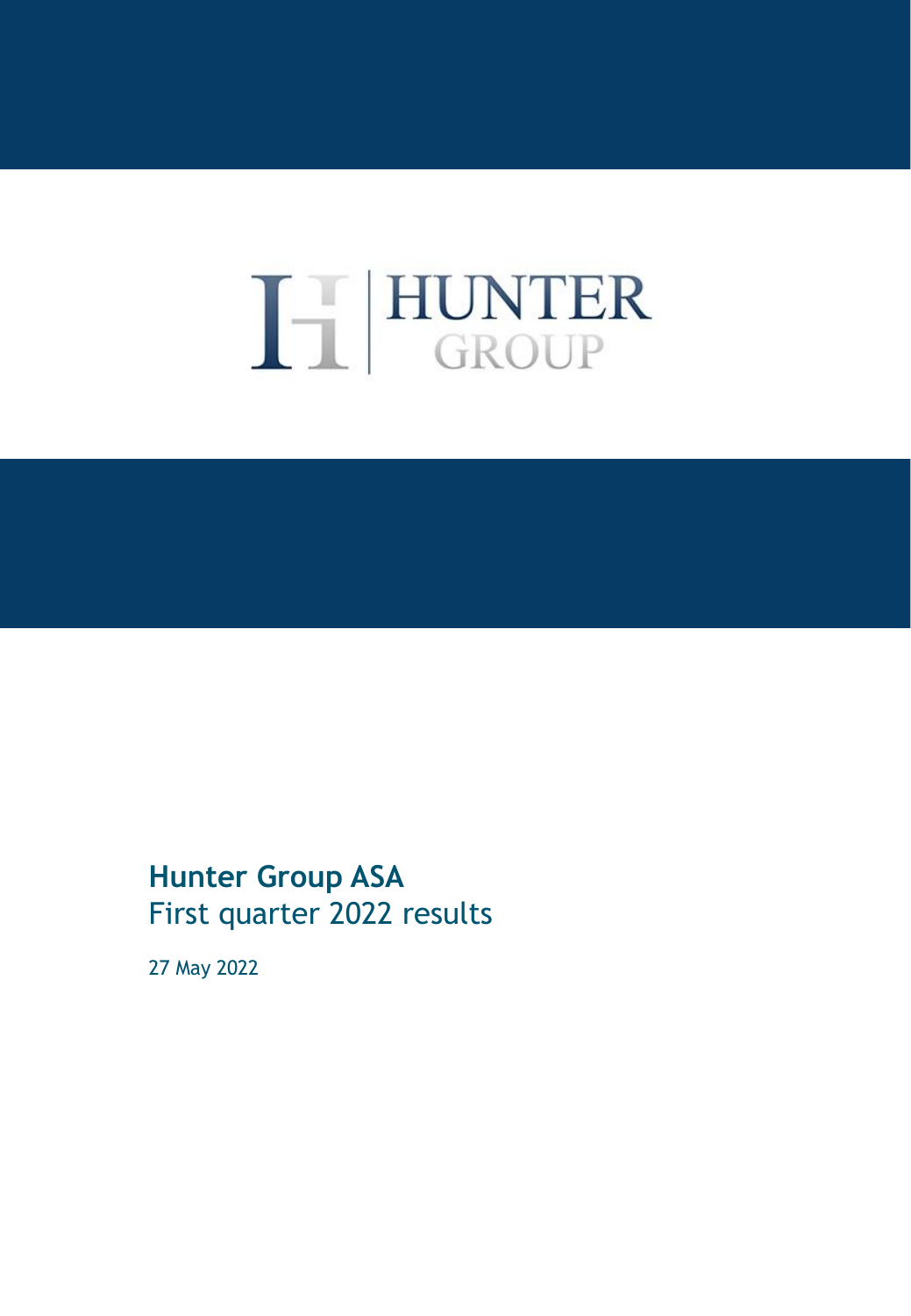HUNTER GROUP

# Hunter Group ASA

First quarter 2022 results

27 May 2022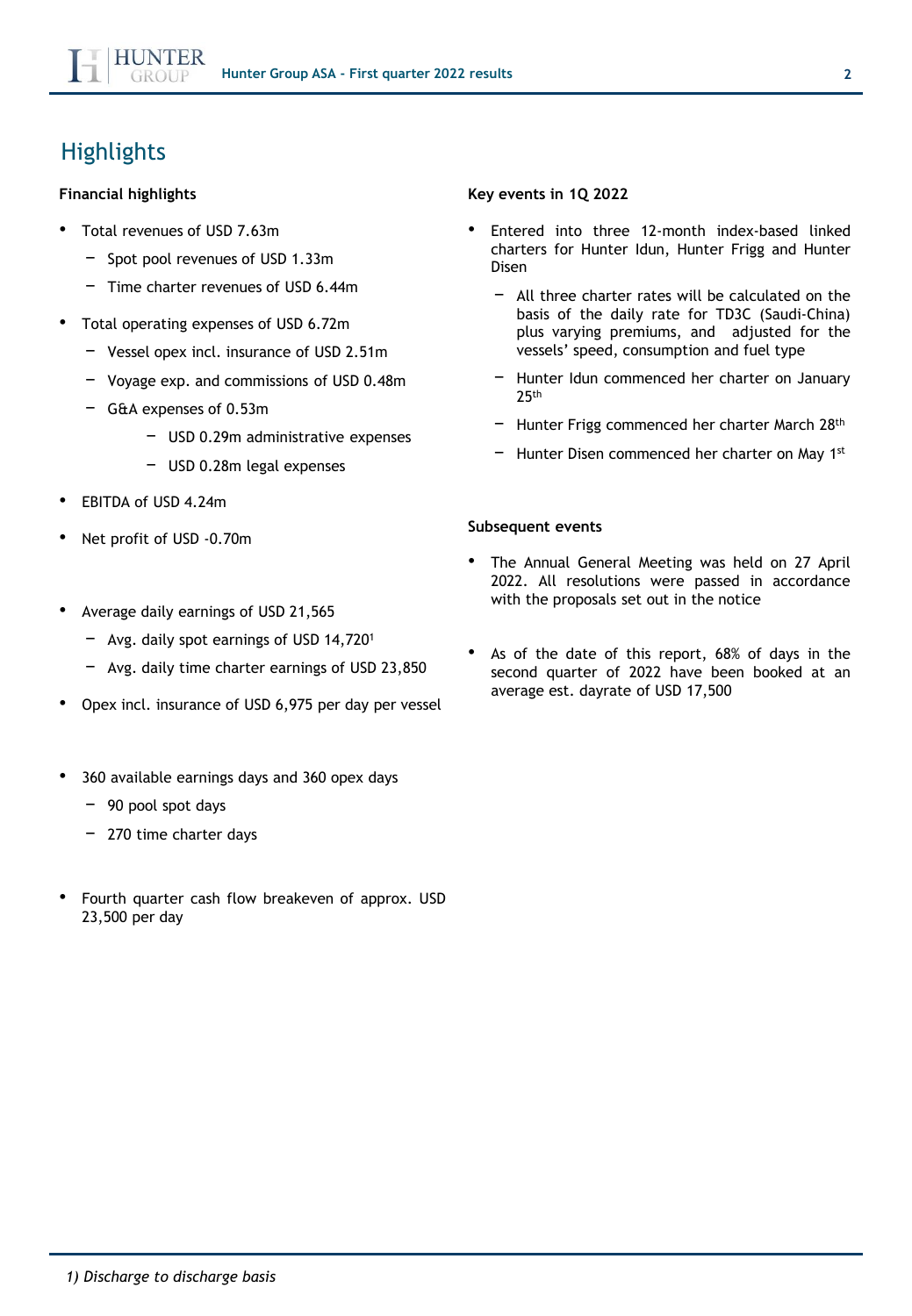# Highlights

**Financial highlights**

- Total revenues of USD 7.63m
  - Spot pool revenues of USD 1.33m
  - Time charter revenues of USD 6.44m
- Total operating expenses of USD 6.72m
  - Vessel opex incl. insurance of USD 2.51m
  - Voyage exp. and commissions of USD 0.48m
  - G&A expenses of 0.53m
    - USD 0.29m administrative expenses
    - USD 0.28m legal expenses
- EBITDA of USD 4.24m
- Net profit of USD -0.70m

- Average daily earnings of USD 21,565
  - Avg. daily spot earnings of USD 14,720[1]
  - Avg. daily time charter earnings of USD 23,850
- Opex incl. insurance of USD 6,975 per day per vessel

- 360 available earnings days and 360 opex days
  - 90 pool spot days
  - 270 time charter days

- Fourth quarter cash flow breakeven of approx. USD 23,500 per day

**Key events in 1Q 2022**

- Entered into three 12-month index-based linked charters for Hunter Idun, Hunter Frigg and Hunter Disen
  - All three charter rates will be calculated on the basis of the daily rate for TD3C (Saudi-China) plus varying premiums, and adjusted for the vessels' speed, consumption and fuel type
  - Hunter Idun commenced her charter on January 25th
  - Hunter Frigg commenced her charter March 28th
  - Hunter Disen commenced her charter on May 1st

**Subsequent events**

- The Annual General Meeting was held on 27 April 2022. All resolutions were passed in accordance with the proposals set out in the notice

- As of the date of this report, 68% of days in the second quarter of 2022 have been booked at an average est. dayrate of USD 17,500

*1) Discharge to discharge basis*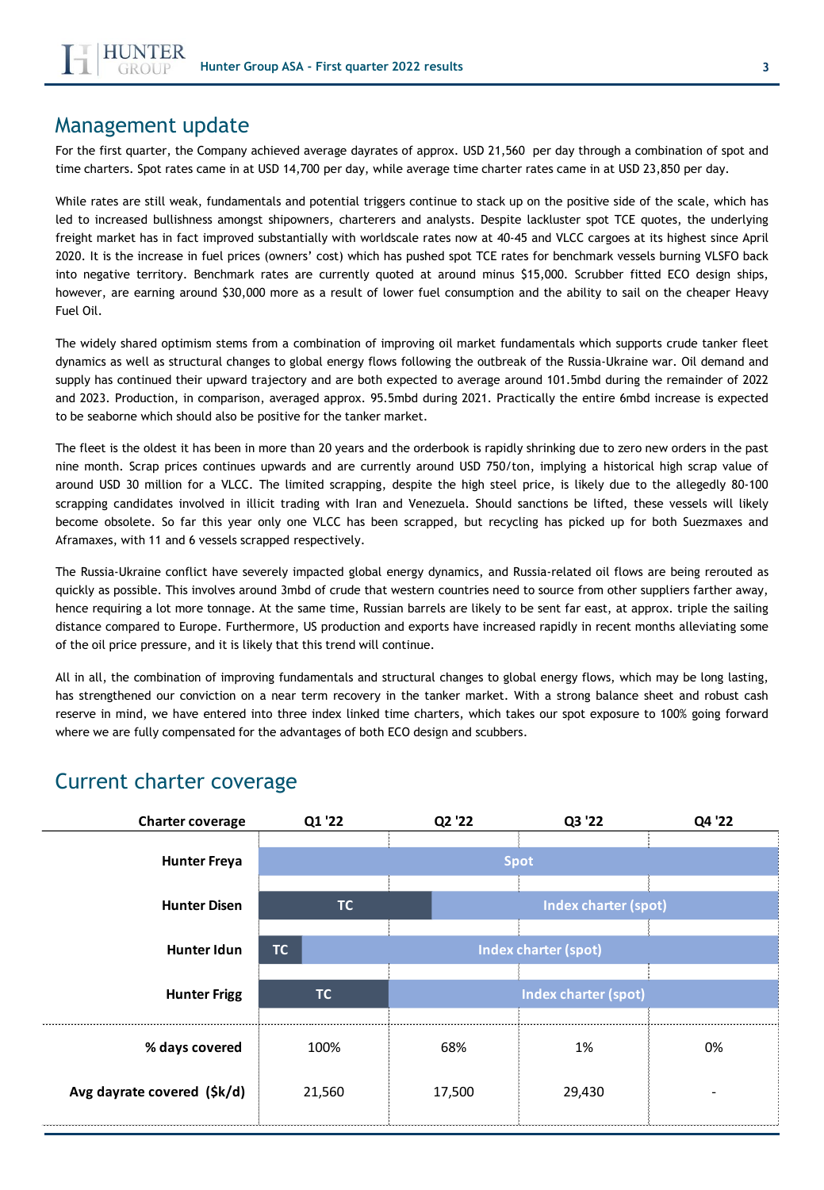## Management update

For the first quarter, the Company achieved average dayrates of approx. USD 21,560 per day through a combination of spot and time charters. Spot rates came in at USD 14,700 per day, while average time charter rates came in at USD 23,850 per day.

While rates are still weak, fundamentals and potential triggers continue to stack up on the positive side of the scale, which has led to increased bullishness amongst shipowners, charterers and analysts. Despite lackluster spot TCE quotes, the underlying freight market has in fact improved substantially with worldscale rates now at 40-45 and VLCC cargoes at its highest since April 2020. It is the increase in fuel prices (owners' cost) which has pushed spot TCE rates for benchmark vessels burning VLSFO back into negative territory. Benchmark rates are currently quoted at around minus $15,000. Scrubber fitted ECO design ships, however, are earning around $30,000 more as a result of lower fuel consumption and the ability to sail on the cheaper Heavy Fuel Oil.

The widely shared optimism stems from a combination of improving oil market fundamentals which supports crude tanker fleet dynamics as well as structural changes to global energy flows following the outbreak of the Russia-Ukraine war. Oil demand and supply has continued their upward trajectory and are both expected to average around 101.5mbd during the remainder of 2022 and 2023. Production, in comparison, averaged approx. 95.5mbd during 2021. Practically the entire 6mbd increase is expected to be seaborne which should also be positive for the tanker market.

The fleet is the oldest it has been in more than 20 years and the orderbook is rapidly shrinking due to zero new orders in the past nine month. Scrap prices continues upwards and are currently around USD 750/ton, implying a historical high scrap value of around USD 30 million for a VLCC. The limited scrapping, despite the high steel price, is likely due to the allegedly 80-100 scrapping candidates involved in illicit trading with Iran and Venezuela. Should sanctions be lifted, these vessels will likely become obsolete. So far this year only one VLCC has been scrapped, but recycling has picked up for both Suezmaxes and Aframaxes, with 11 and 6 vessels scrapped respectively.

The Russia-Ukraine conflict have severely impacted global energy dynamics, and Russia-related oil flows are being rerouted as quickly as possible. This involves around 3mbd of crude that western countries need to source from other suppliers farther away, hence requiring a lot more tonnage. At the same time, Russian barrels are likely to be sent far east, at approx. triple the sailing distance compared to Europe. Furthermore, US production and exports have increased rapidly in recent months alleviating some of the oil price pressure, and it is likely that this trend will continue.

All in all, the combination of improving fundamentals and structural changes to global energy flows, which may be long lasting, has strengthened our conviction on a near term recovery in the tanker market. With a strong balance sheet and robust cash reserve in mind, we have entered into three index linked time charters, which takes our spot exposure to 100% going forward where we are fully compensated for the advantages of both ECO design and scrubbers.

## Current charter coverage

Charter coverage | Q1 '22 | Q2 '22 | Q3 '22 | Q4 '22

Hunter Freya: Spot

Hunter Disen: TC, Index charter (spot)

Hunter Idun: TC, Index charter (spot)

Hunter Frigg: TC, Index charter (spot)

| Charter coverage | Q1 '22 | Q2 '22 | Q3 '22 | Q4 '22 |
|---|---|---|---|---|
| % days covered | 100% | 68% | 1% | 0% |
| Avg dayrate covered ($k/d) | 21,560 | 17,500 | 29,430 | - |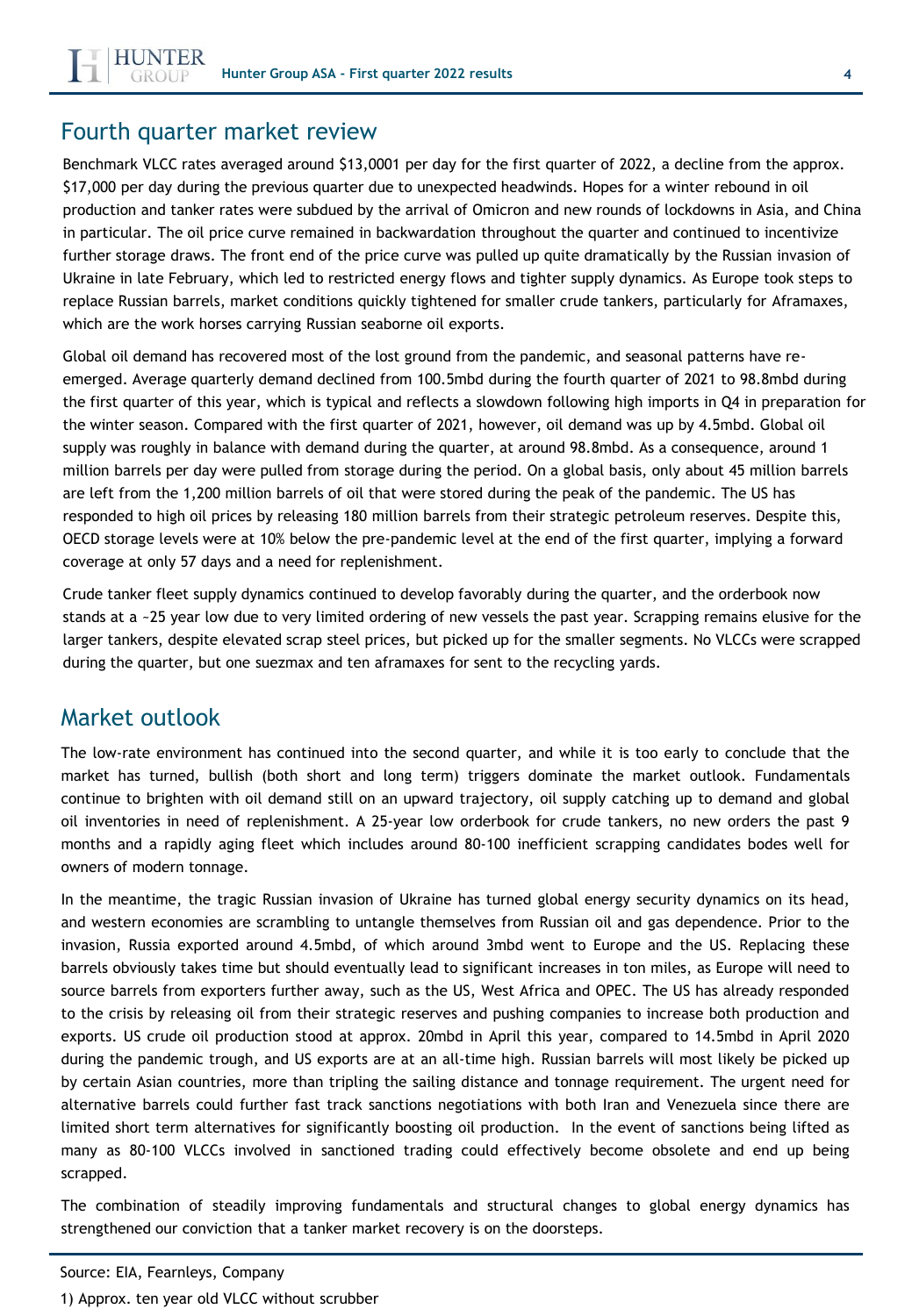## Fourth quarter market review

Benchmark VLCC rates averaged around $13,000[1] per day for the first quarter of 2022, a decline from the approx. $17,000 per day during the previous quarter due to unexpected headwinds. Hopes for a winter rebound in oil production and tanker rates were subdued by the arrival of Omicron and new rounds of lockdowns in Asia, and China in particular. The oil price curve remained in backwardation throughout the quarter and continued to incentivize further storage draws. The front end of the price curve was pulled up quite dramatically by the Russian invasion of Ukraine in late February, which led to restricted energy flows and tighter supply dynamics. As Europe took steps to replace Russian barrels, market conditions quickly tightened for smaller crude tankers, particularly for Aframaxes, which are the work horses carrying Russian seaborne oil exports.

Global oil demand has recovered most of the lost ground from the pandemic, and seasonal patterns have re-emerged. Average quarterly demand declined from 100.5mbd during the fourth quarter of 2021 to 98.8mbd during the first quarter of this year, which is typical and reflects a slowdown following high imports in Q4 in preparation for the winter season. Compared with the first quarter of 2021, however, oil demand was up by 4.5mbd. Global oil supply was roughly in balance with demand during the quarter, at around 98.8mbd. As a consequence, around 1 million barrels per day were pulled from storage during the period. On a global basis, only about 45 million barrels are left from the 1,200 million barrels of oil that were stored during the peak of the pandemic. The US has responded to high oil prices by releasing 180 million barrels from their strategic petroleum reserves. Despite this, OECD storage levels were at 10% below the pre-pandemic level at the end of the first quarter, implying a forward coverage at only 57 days and a need for replenishment.

Crude tanker fleet supply dynamics continued to develop favorably during the quarter, and the orderbook now stands at a ~25 year low due to very limited ordering of new vessels the past year. Scrapping remains elusive for the larger tankers, despite elevated scrap steel prices, but picked up for the smaller segments. No VLCCs were scrapped during the quarter, but one suezmax and ten aframaxes for sent to the recycling yards.

## Market outlook

The low-rate environment has continued into the second quarter, and while it is too early to conclude that the market has turned, bullish (both short and long term) triggers dominate the market outlook. Fundamentals continue to brighten with oil demand still on an upward trajectory, oil supply catching up to demand and global oil inventories in need of replenishment. A 25-year low orderbook for crude tankers, no new orders the past 9 months and a rapidly aging fleet which includes around 80-100 inefficient scrapping candidates bodes well for owners of modern tonnage.

In the meantime, the tragic Russian invasion of Ukraine has turned global energy security dynamics on its head, and western economies are scrambling to untangle themselves from Russian oil and gas dependence. Prior to the invasion, Russia exported around 4.5mbd, of which around 3mbd went to Europe and the US. Replacing these barrels obviously takes time but should eventually lead to significant increases in ton miles, as Europe will need to source barrels from exporters further away, such as the US, West Africa and OPEC. The US has already responded to the crisis by releasing oil from their strategic reserves and pushing companies to increase both production and exports. US crude oil production stood at approx. 20mbd in April this year, compared to 14.5mbd in April 2020 during the pandemic trough, and US exports are at an all-time high. Russian barrels will most likely be picked up by certain Asian countries, more than tripling the sailing distance and tonnage requirement. The urgent need for alternative barrels could further fast track sanctions negotiations with both Iran and Venezuela since there are limited short term alternatives for significantly boosting oil production. In the event of sanctions being lifted as many as 80-100 VLCCs involved in sanctioned trading could effectively become obsolete and end up being scrapped.

The combination of steadily improving fundamentals and structural changes to global energy dynamics has strengthened our conviction that a tanker market recovery is on the doorsteps.

Source: EIA, Fearnleys, Company

1) Approx. ten year old VLCC without scrubber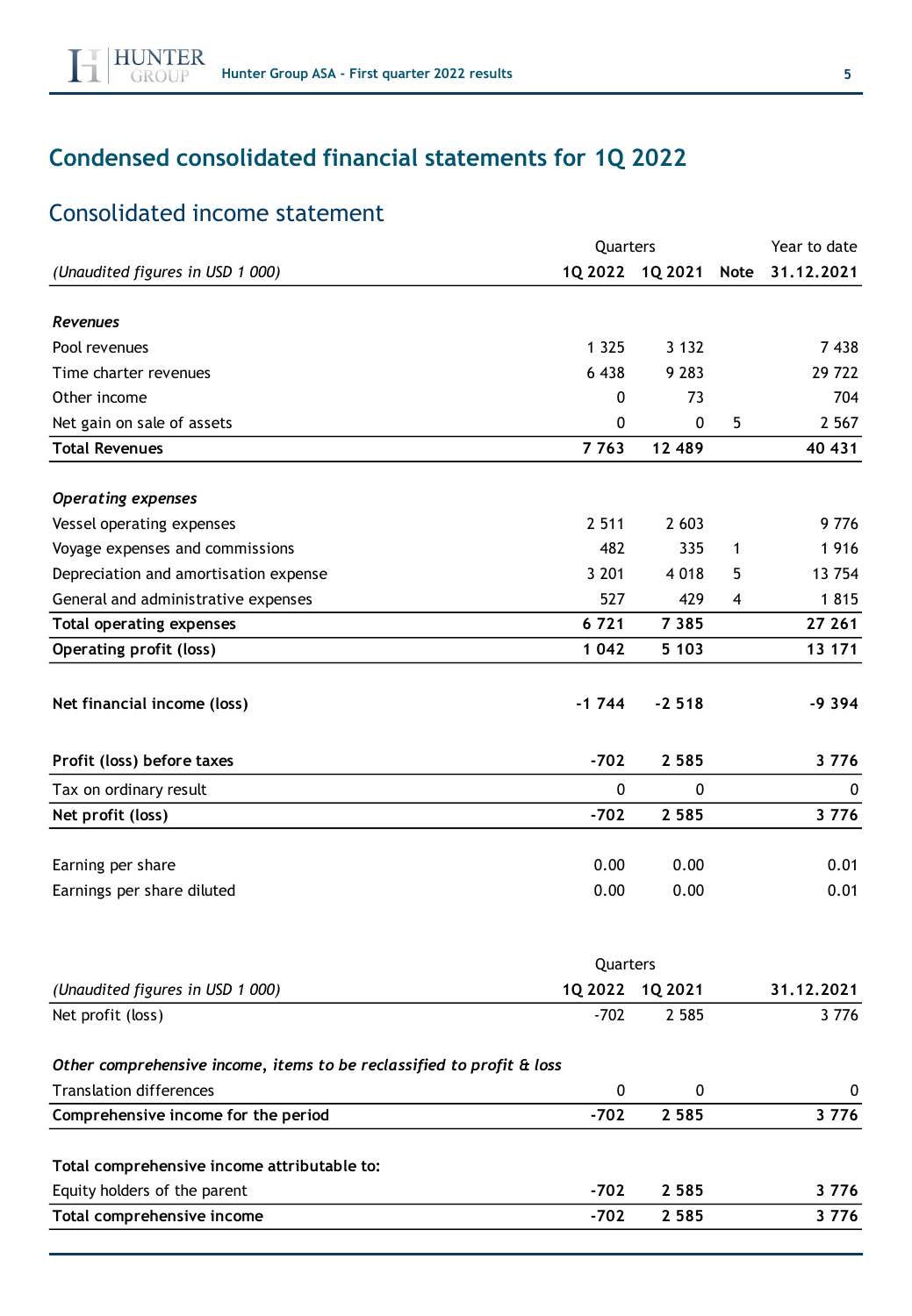# Condensed consolidated financial statements for 1Q 2022

## Consolidated income statement

| | Quarters | | | Year to date |
|---|---|---|---|---|
| *(Unaudited figures in USD 1 000)* | **1Q 2022** | **1Q 2021** | **Note** | **31.12.2021** |
| ***Revenues*** | | | | |
| Pool revenues | 1 325 | 3 132 | | 7 438 |
| Time charter revenues | 6 438 | 9 283 | | 29 722 |
| Other income | 0 | 73 | | 704 |
| Net gain on sale of assets | 0 | 0 | 5 | 2 567 |
| **Total Revenues** | **7 763** | **12 489** | | **40 431** |
| ***Operating expenses*** | | | | |
| Vessel operating expenses | 2 511 | 2 603 | | 9 776 |
| Voyage expenses and commissions | 482 | 335 | 1 | 1 916 |
| Depreciation and amortisation expense | 3 201 | 4 018 | 5 | 13 754 |
| General and administrative expenses | 527 | 429 | 4 | 1 815 |
| **Total operating expenses** | **6 721** | **7 385** | | **27 261** |
| **Operating profit (loss)** | **1 042** | **5 103** | | **13 171** |
| **Net financial income (loss)** | **-1 744** | **-2 518** | | **-9 394** |
| **Profit (loss) before taxes** | **-702** | **2 585** | | **3 776** |
| Tax on ordinary result | 0 | 0 | | 0 |
| **Net profit (loss)** | **-702** | **2 585** | | **3 776** |
| Earning per share | 0.00 | 0.00 | | 0.01 |
| Earnings per share diluted | 0.00 | 0.00 | | 0.01 |

| | Quarters | | |
|---|---|---|---|
| *(Unaudited figures in USD 1 000)* | **1Q 2022** | **1Q 2021** | **31.12.2021** |
| Net profit (loss) | -702 | 2 585 | 3 776 |
| *Other comprehensive income, items to be reclassified to profit & loss* | | | |
| Translation differences | 0 | 0 | 0 |
| **Comprehensive income for the period** | **-702** | **2 585** | **3 776** |
| **Total comprehensive income attributable to:** | | | |
| Equity holders of the parent | **-702** | **2 585** | **3 776** |
| **Total comprehensive income** | **-702** | **2 585** | **3 776** |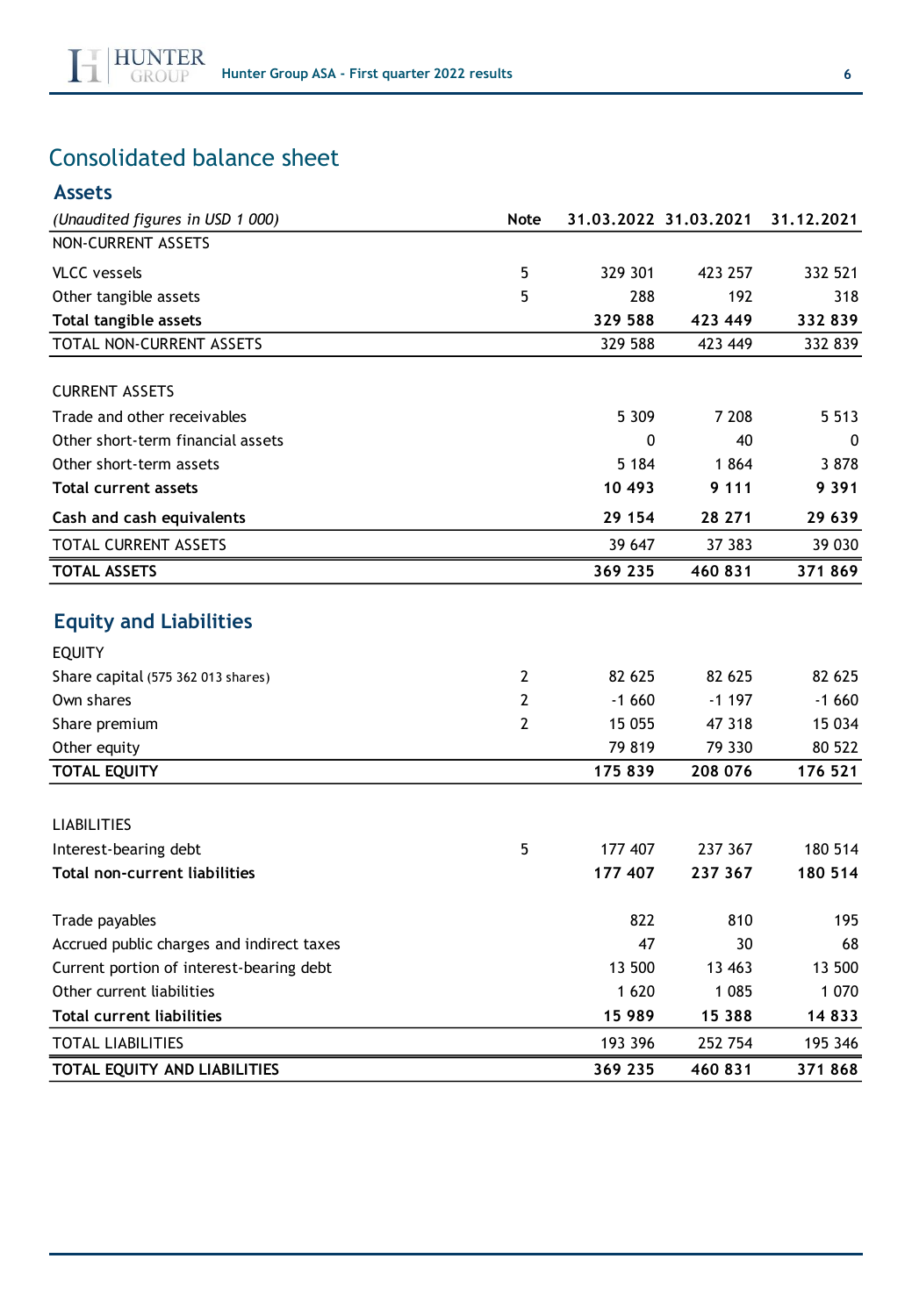# Consolidated balance sheet

## Assets

| *(Unaudited figures in USD 1 000)* | Note | 31.03.2022 | 31.03.2021 | 31.12.2021 |
|---|---|---|---|---|
| NON-CURRENT ASSETS | | | | |
| VLCC vessels | 5 | 329 301 | 423 257 | 332 521 |
| Other tangible assets | 5 | 288 | 192 | 318 |
| **Total tangible assets** | | **329 588** | **423 449** | **332 839** |
| TOTAL NON-CURRENT ASSETS | | 329 588 | 423 449 | 332 839 |
| | | | | |
| CURRENT ASSETS | | | | |
| Trade and other receivables | | 5 309 | 7 208 | 5 513 |
| Other short-term financial assets | | 0 | 40 | 0 |
| Other short-term assets | | 5 184 | 1 864 | 3 878 |
| **Total current assets** | | **10 493** | **9 111** | **9 391** |
| **Cash and cash equivalents** | | **29 154** | **28 271** | **29 639** |
| TOTAL CURRENT ASSETS | | 39 647 | 37 383 | 39 030 |
| **TOTAL ASSETS** | | **369 235** | **460 831** | **371 869** |

## Equity and Liabilities

| | Note | 31.03.2022 | 31.03.2021 | 31.12.2021 |
|---|---|---|---|---|
| EQUITY | | | | |
| Share capital (575 362 013 shares) | 2 | 82 625 | 82 625 | 82 625 |
| Own shares | 2 | -1 660 | -1 197 | -1 660 |
| Share premium | 2 | 15 055 | 47 318 | 15 034 |
| Other equity | | 79 819 | 79 330 | 80 522 |
| **TOTAL EQUITY** | | **175 839** | **208 076** | **176 521** |
| | | | | |
| LIABILITIES | | | | |
| Interest-bearing debt | 5 | 177 407 | 237 367 | 180 514 |
| **Total non-current liabilities** | | **177 407** | **237 367** | **180 514** |
| | | | | |
| Trade payables | | 822 | 810 | 195 |
| Accrued public charges and indirect taxes | | 47 | 30 | 68 |
| Current portion of interest-bearing debt | | 13 500 | 13 463 | 13 500 |
| Other current liabilities | | 1 620 | 1 085 | 1 070 |
| **Total current liabilities** | | **15 989** | **15 388** | **14 833** |
| TOTAL LIABILITIES | | 193 396 | 252 754 | 195 346 |
| **TOTAL EQUITY AND LIABILITIES** | | **369 235** | **460 831** | **371 868** |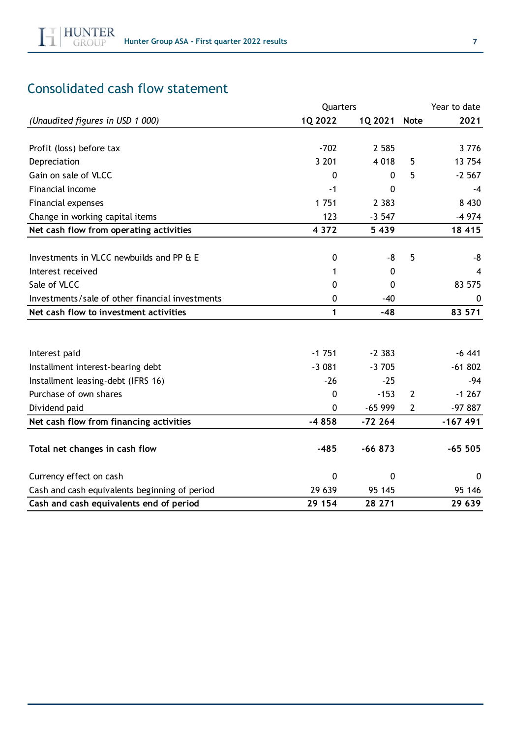## Consolidated cash flow statement

| | Quarters | | | Year to date |
|---|---|---|---|---|
| *(Unaudited figures in USD 1 000)* | **1Q 2022** | **1Q 2021** | **Note** | **2021** |
| Profit (loss) before tax | -702 | 2 585 | | 3 776 |
| Depreciation | 3 201 | 4 018 | 5 | 13 754 |
| Gain on sale of VLCC | 0 | 0 | 5 | -2 567 |
| Financial income | -1 | 0 | | -4 |
| Financial expenses | 1 751 | 2 383 | | 8 430 |
| Change in working capital items | 123 | -3 547 | | -4 974 |
| **Net cash flow from operating activities** | **4 372** | **5 439** | | **18 415** |
| Investments in VLCC newbuilds and PP & E | 0 | -8 | 5 | -8 |
| Interest received | 1 | 0 | | 4 |
| Sale of VLCC | 0 | 0 | | 83 575 |
| Investments/sale of other financial investments | 0 | -40 | | 0 |
| **Net cash flow to investment activities** | **1** | **-48** | | **83 571** |
| Interest paid | -1 751 | -2 383 | | -6 441 |
| Installment interest-bearing debt | -3 081 | -3 705 | | -61 802 |
| Installment leasing-debt (IFRS 16) | -26 | -25 | | -94 |
| Purchase of own shares | 0 | -153 | 2 | -1 267 |
| Dividend paid | 0 | -65 999 | 2 | -97 887 |
| **Net cash flow from financing activities** | **-4 858** | **-72 264** | | **-167 491** |
| **Total net changes in cash flow** | **-485** | **-66 873** | | **-65 505** |
| Currency effect on cash | 0 | 0 | | 0 |
| Cash and cash equivalents beginning of period | 29 639 | 95 145 | | 95 146 |
| **Cash and cash equivalents end of period** | **29 154** | **28 271** | | **29 639** |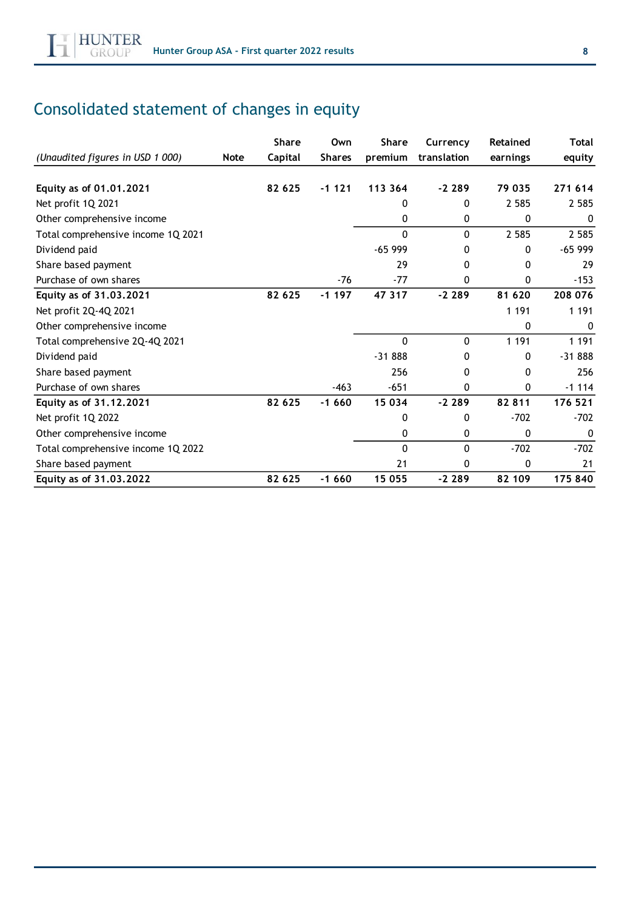# Consolidated statement of changes in equity

| *(Unaudited figures in USD 1 000)* | Note | Share Capital | Own Shares | Share premium | Currency translation | Retained earnings | Total equity |
|---|---|---|---|---|---|---|---|
| **Equity as of 01.01.2021** | | **82 625** | **-1 121** | **113 364** | **-2 289** | **79 035** | **271 614** |
| Net profit 1Q 2021 | | | | 0 | 0 | 2 585 | 2 585 |
| Other comprehensive income | | | | 0 | 0 | 0 | 0 |
| Total comprehensive income 1Q 2021 | | | | 0 | 0 | 2 585 | 2 585 |
| Dividend paid | | | | -65 999 | 0 | 0 | -65 999 |
| Share based payment | | | | 29 | 0 | 0 | 29 |
| Purchase of own shares | | | -76 | -77 | 0 | 0 | -153 |
| **Equity as of 31.03.2021** | | **82 625** | **-1 197** | **47 317** | **-2 289** | **81 620** | **208 076** |
| Net profit 2Q-4Q 2021 | | | | | | 1 191 | 1 191 |
| Other comprehensive income | | | | | | 0 | 0 |
| Total comprehensive 2Q-4Q 2021 | | | | 0 | 0 | 1 191 | 1 191 |
| Dividend paid | | | | -31 888 | 0 | 0 | -31 888 |
| Share based payment | | | | 256 | 0 | 0 | 256 |
| Purchase of own shares | | | -463 | -651 | 0 | 0 | -1 114 |
| **Equity as of 31.12.2021** | | **82 625** | **-1 660** | **15 034** | **-2 289** | **82 811** | **176 521** |
| Net profit 1Q 2022 | | | | 0 | 0 | -702 | -702 |
| Other comprehensive income | | | | 0 | 0 | 0 | 0 |
| Total comprehensive income 1Q 2022 | | | | 0 | 0 | -702 | -702 |
| Share based payment | | | | 21 | 0 | 0 | 21 |
| **Equity as of 31.03.2022** | | **82 625** | **-1 660** | **15 055** | **-2 289** | **82 109** | **175 840** |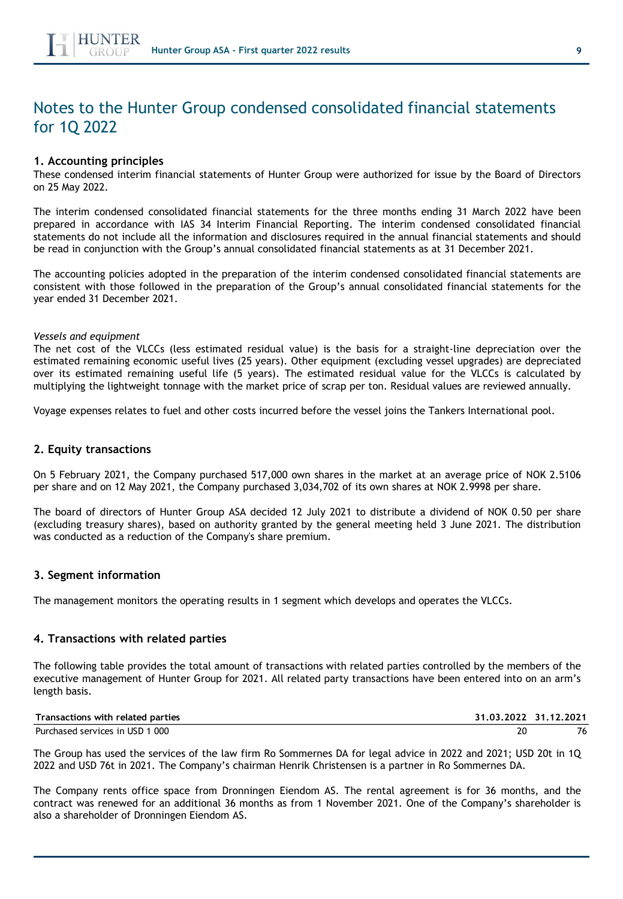# Notes to the Hunter Group condensed consolidated financial statements for 1Q 2022

### 1. Accounting principles

These condensed interim financial statements of Hunter Group were authorized for issue by the Board of Directors on 25 May 2022.

The interim condensed consolidated financial statements for the three months ending 31 March 2022 have been prepared in accordance with IAS 34 Interim Financial Reporting. The interim condensed consolidated financial statements do not include all the information and disclosures required in the annual financial statements and should be read in conjunction with the Group's annual consolidated financial statements as at 31 December 2021.

The accounting policies adopted in the preparation of the interim condensed consolidated financial statements are consistent with those followed in the preparation of the Group's annual consolidated financial statements for the year ended 31 December 2021.

*Vessels and equipment*

The net cost of the VLCCs (less estimated residual value) is the basis for a straight-line depreciation over the estimated remaining economic useful lives (25 years). Other equipment (excluding vessel upgrades) are depreciated over its estimated remaining useful life (5 years). The estimated residual value for the VLCCs is calculated by multiplying the lightweight tonnage with the market price of scrap per ton. Residual values are reviewed annually.

Voyage expenses relates to fuel and other costs incurred before the vessel joins the Tankers International pool.

### 2. Equity transactions

On 5 February 2021, the Company purchased 517,000 own shares in the market at an average price of NOK 2.5106 per share and on 12 May 2021, the Company purchased 3,034,702 of its own shares at NOK 2.9998 per share.

The board of directors of Hunter Group ASA decided 12 July 2021 to distribute a dividend of NOK 0.50 per share (excluding treasury shares), based on authority granted by the general meeting held 3 June 2021. The distribution was conducted as a reduction of the Company's share premium.

### 3. Segment information

The management monitors the operating results in 1 segment which develops and operates the VLCCs.

### 4. Transactions with related parties

The following table provides the total amount of transactions with related parties controlled by the members of the executive management of Hunter Group for 2021. All related party transactions have been entered into on an arm's length basis.

| Transactions with related parties | 31.03.2022 | 31.12.2021 |
|---|---|---|
| Purchased services in USD 1 000 | 20 | 76 |

The Group has used the services of the law firm Ro Sommernes DA for legal advice in 2022 and 2021; USD 20t in 1Q 2022 and USD 76t in 2021. The Company's chairman Henrik Christensen is a partner in Ro Sommernes DA.

The Company rents office space from Dronningen Eiendom AS. The rental agreement is for 36 months, and the contract was renewed for an additional 36 months as from 1 November 2021. One of the Company's shareholder is also a shareholder of Dronningen Eiendom AS.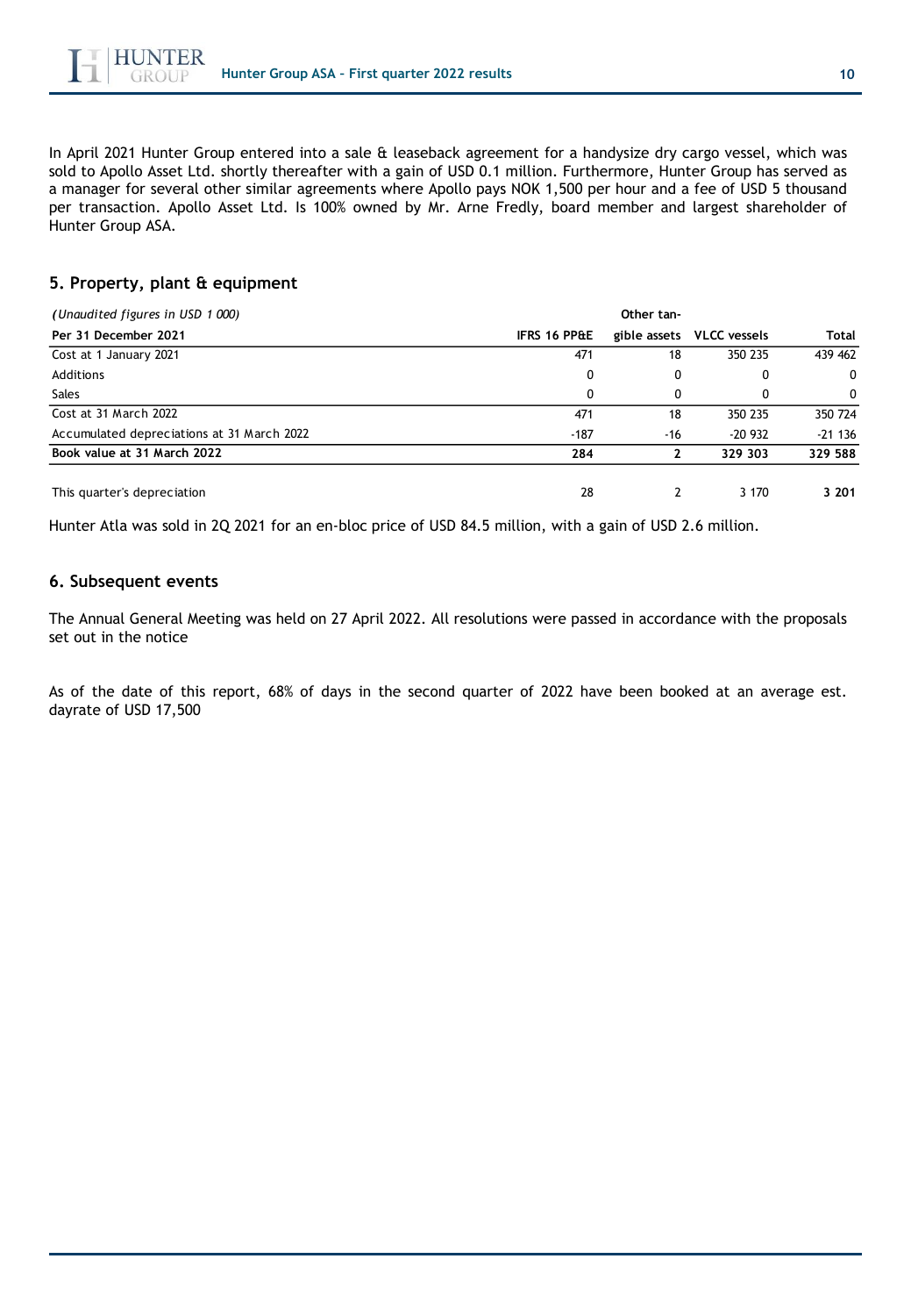In April 2021 Hunter Group entered into a sale & leaseback agreement for a handysize dry cargo vessel, which was sold to Apollo Asset Ltd. shortly thereafter with a gain of USD 0.1 million. Furthermore, Hunter Group has served as a manager for several other similar agreements where Apollo pays NOK 1,500 per hour and a fee of USD 5 thousand per transaction. Apollo Asset Ltd. Is 100% owned by Mr. Arne Fredly, board member and largest shareholder of Hunter Group ASA.

## 5. Property, plant & equipment

| *(Unaudited figures in USD 1 000)* | | Other tan- | | |
|---|---|---|---|---|
| **Per 31 December 2021** | **IFRS 16 PP&E** | **gible assets** | **VLCC vessels** | **Total** |
| Cost at 1 January 2021 | 471 | 18 | 350 235 | 439 462 |
| Additions | 0 | 0 | 0 | 0 |
| Sales | 0 | 0 | 0 | 0 |
| Cost at 31 March 2022 | 471 | 18 | 350 235 | 350 724 |
| Accumulated depreciations at 31 March 2022 | -187 | -16 | -20 932 | -21 136 |
| **Book value at 31 March 2022** | **284** | **2** | **329 303** | **329 588** |
| | | | | |
| This quarter's depreciation | 28 | 2 | 3 170 | **3 201** |

Hunter Atla was sold in 2Q 2021 for an en-bloc price of USD 84.5 million, with a gain of USD 2.6 million.

## 6. Subsequent events

The Annual General Meeting was held on 27 April 2022. All resolutions were passed in accordance with the proposals set out in the notice

As of the date of this report, 68% of days in the second quarter of 2022 have been booked at an average est. dayrate of USD 17,500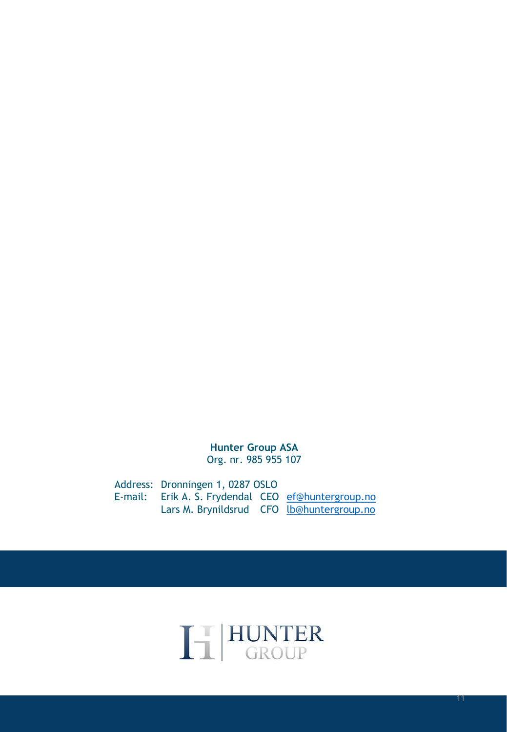**Hunter Group ASA**
Org. nr. 985 955 107

| | | | |
|---|---|---|---|
| Address: | Dronningen 1, 0287 OSLO | | |
| E-mail: | Erik A. S. Frydendal | CEO | ef@huntergroup.no |
| | Lars M. Brynildsrud | CFO | lb@huntergroup.no |

HUNTER GROUP